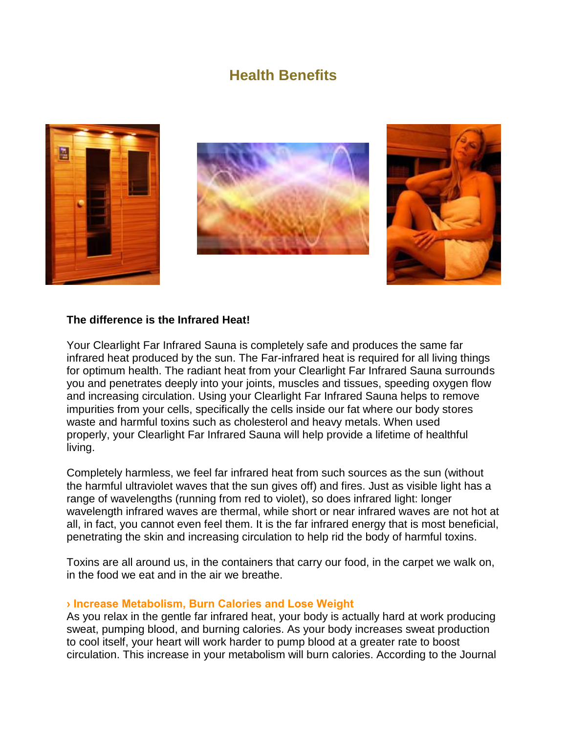# Health Benefits

**The difference is the Infrared Heat!**

Your Clearlight Far Infrared Sauna is completely safe and produces the same far infrared heat produced by the sun. The Far-infrared heat is required for all living things for optimum health. The radiant heat from your Clearlight Far Infrared Sauna surrounds you and penetrates deeply into your joints, muscles and tissues, speeding oxygen flow and increasing circulation. Using your Clearlight Far Infrared Sauna helps to remove impurities from your cells, specifically the cells inside our fat where our body stores waste and harmful toxins such as cholesterol and heavy metals. When used properly, your Clearlight Far Infrared Sauna will help provide a lifetime of healthful living.

Completely harmless, we feel far infrared heat from such sources as the sun (without the harmful ultraviolet waves that the sun gives off) and fires. Just as visible light has a range of wavelengths (running from red to violet), so does infrared light: longer wavelength infrared waves are thermal, while short or near infrared waves are not hot at all, in fact, you cannot even feel them. It is the far infrared energy that is most beneficial, penetrating the skin and increasing circulation to help rid the body of harmful toxins.

Toxins are all around us, in the containers that carry our food, in the carpet we walk on, in the food we eat and in the air we breathe.

**› Increase Metabolism, Burn Calories and Lose Weight**

As you relax in the gentle far infrared heat, your body is actually hard at work producing sweat, pumping blood, and burning calories. As your body increases sweat production to cool itself, your heart will work harder to pump blood at a greater rate to boost circulation. This increase in your metabolism will burn calories. According to the Journal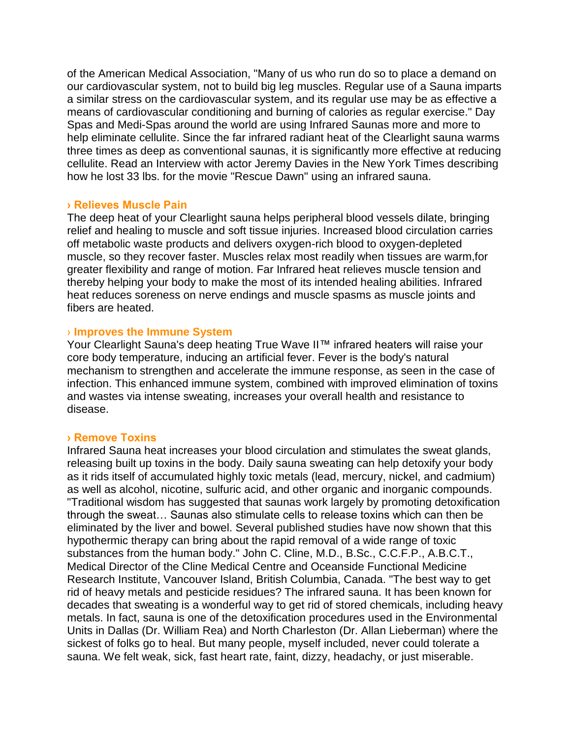of the American Medical Association, "Many of us who run do so to place a demand on our cardiovascular system, not to build big leg muscles. Regular use of a Sauna imparts a similar stress on the cardiovascular system, and its regular use may be as effective a means of cardiovascular conditioning and burning of calories as regular exercise." Day Spas and Medi-Spas around the world are using Infrared Saunas more and more to help eliminate cellulite. Since the far infrared radiant heat of the Clearlight sauna warms three times as deep as conventional saunas, it is significantly more effective at reducing cellulite. Read an Interview with actor Jeremy Davies in the New York Times describing how he lost 33 lbs. for the movie "Rescue Dawn" using an infrared sauna.

### › Relieves Muscle Pain

The deep heat of your Clearlight sauna helps peripheral blood vessels dilate, bringing relief and healing to muscle and soft tissue injuries. Increased blood circulation carries off metabolic waste products and delivers oxygen-rich blood to oxygen-depleted muscle, so they recover faster. Muscles relax most readily when tissues are warm,for greater flexibility and range of motion. Far Infrared heat relieves muscle tension and thereby helping your body to make the most of its intended healing abilities. Infrared heat reduces soreness on nerve endings and muscle spasms as muscle joints and fibers are heated.

### › Improves the Immune System

Your Clearlight Sauna's deep heating True Wave II™ infrared heaters will raise your core body temperature, inducing an artificial fever. Fever is the body's natural mechanism to strengthen and accelerate the immune response, as seen in the case of infection. This enhanced immune system, combined with improved elimination of toxins and wastes via intense sweating, increases your overall health and resistance to disease.

### › Remove Toxins

Infrared Sauna heat increases your blood circulation and stimulates the sweat glands, releasing built up toxins in the body. Daily sauna sweating can help detoxify your body as it rids itself of accumulated highly toxic metals (lead, mercury, nickel, and cadmium) as well as alcohol, nicotine, sulfuric acid, and other organic and inorganic compounds. "Traditional wisdom has suggested that saunas work largely by promoting detoxification through the sweat… Saunas also stimulate cells to release toxins which can then be eliminated by the liver and bowel. Several published studies have now shown that this hypothermic therapy can bring about the rapid removal of a wide range of toxic substances from the human body." John C. Cline, M.D., B.Sc., C.C.F.P., A.B.C.T., Medical Director of the Cline Medical Centre and Oceanside Functional Medicine Research Institute, Vancouver Island, British Columbia, Canada. "The best way to get rid of heavy metals and pesticide residues? The infrared sauna. It has been known for decades that sweating is a wonderful way to get rid of stored chemicals, including heavy metals. In fact, sauna is one of the detoxification procedures used in the Environmental Units in Dallas (Dr. William Rea) and North Charleston (Dr. Allan Lieberman) where the sickest of folks go to heal. But many people, myself included, never could tolerate a sauna. We felt weak, sick, fast heart rate, faint, dizzy, headachy, or just miserable.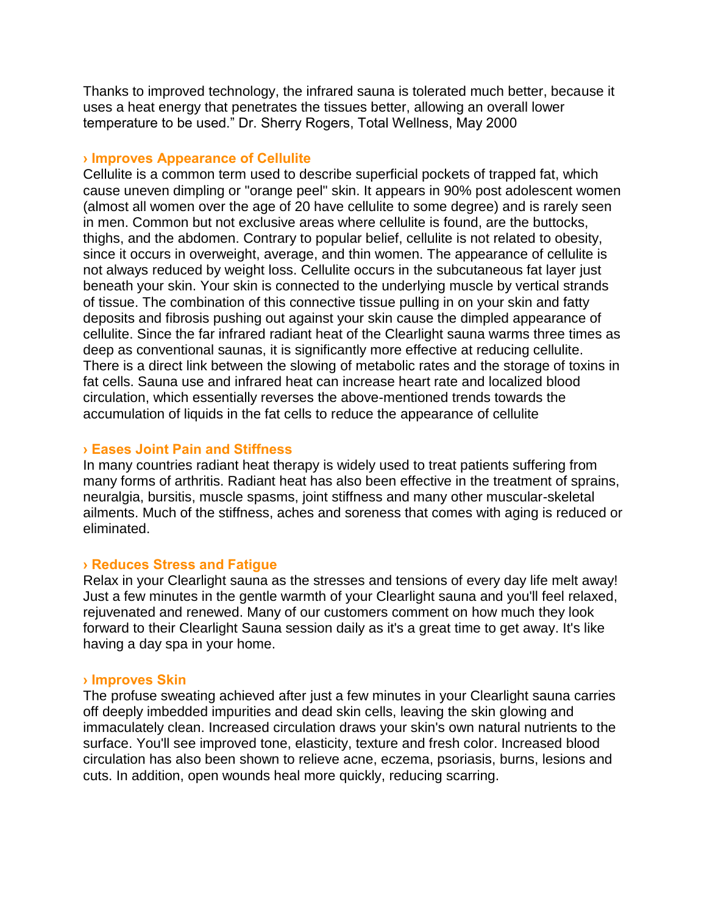Thanks to improved technology, the infrared sauna is tolerated much better, because it uses a heat energy that penetrates the tissues better, allowing an overall lower temperature to be used." Dr. Sherry Rogers, Total Wellness, May 2000

### › Improves Appearance of Cellulite

Cellulite is a common term used to describe superficial pockets of trapped fat, which cause uneven dimpling or "orange peel" skin. It appears in 90% post adolescent women (almost all women over the age of 20 have cellulite to some degree) and is rarely seen in men. Common but not exclusive areas where cellulite is found, are the buttocks, thighs, and the abdomen. Contrary to popular belief, cellulite is not related to obesity, since it occurs in overweight, average, and thin women. The appearance of cellulite is not always reduced by weight loss. Cellulite occurs in the subcutaneous fat layer just beneath your skin. Your skin is connected to the underlying muscle by vertical strands of tissue. The combination of this connective tissue pulling in on your skin and fatty deposits and fibrosis pushing out against your skin cause the dimpled appearance of cellulite. Since the far infrared radiant heat of the Clearlight sauna warms three times as deep as conventional saunas, it is significantly more effective at reducing cellulite. There is a direct link between the slowing of metabolic rates and the storage of toxins in fat cells. Sauna use and infrared heat can increase heart rate and localized blood circulation, which essentially reverses the above-mentioned trends towards the accumulation of liquids in the fat cells to reduce the appearance of cellulite

### › Eases Joint Pain and Stiffness

In many countries radiant heat therapy is widely used to treat patients suffering from many forms of arthritis. Radiant heat has also been effective in the treatment of sprains, neuralgia, bursitis, muscle spasms, joint stiffness and many other muscular-skeletal ailments. Much of the stiffness, aches and soreness that comes with aging is reduced or eliminated.

### › Reduces Stress and Fatigue

Relax in your Clearlight sauna as the stresses and tensions of every day life melt away! Just a few minutes in the gentle warmth of your Clearlight sauna and you'll feel relaxed, rejuvenated and renewed. Many of our customers comment on how much they look forward to their Clearlight Sauna session daily as it's a great time to get away. It's like having a day spa in your home.

### › Improves Skin

The profuse sweating achieved after just a few minutes in your Clearlight sauna carries off deeply imbedded impurities and dead skin cells, leaving the skin glowing and immaculately clean. Increased circulation draws your skin's own natural nutrients to the surface. You'll see improved tone, elasticity, texture and fresh color. Increased blood circulation has also been shown to relieve acne, eczema, psoriasis, burns, lesions and cuts. In addition, open wounds heal more quickly, reducing scarring.